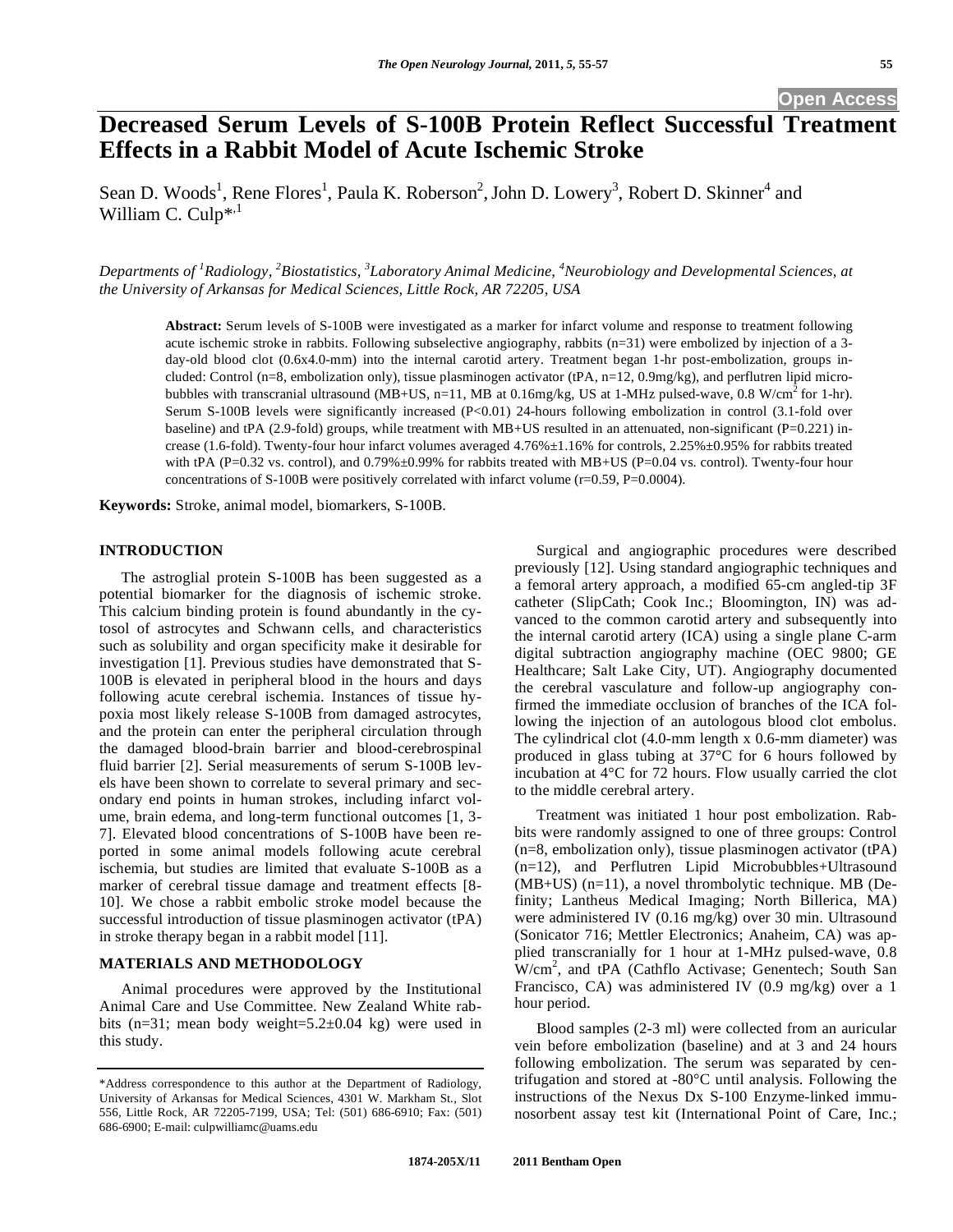# Decreased Serum Levels of S-100B Protein Reflect Successful Treatment Effects in a Rabbit Model of Acute Ischemic Stroke

Sean D. Woods[1], Rene Flores[1], Paula K. Roberson[2], John D. Lowery[3], Robert D. Skinner[4] and William C. Culp*[,1]

*Departments of [1]Radiology, [2]Biostatistics, [3]Laboratory Animal Medicine, [4]Neurobiology and Developmental Sciences, at the University of Arkansas for Medical Sciences, Little Rock, AR 72205, USA*

**Abstract:** Serum levels of S-100B were investigated as a marker for infarct volume and response to treatment following acute ischemic stroke in rabbits. Following subselective angiography, rabbits (n=31) were embolized by injection of a 3-day-old blood clot (0.6x4.0-mm) into the internal carotid artery. Treatment began 1-hr post-embolization, groups included: Control (n=8, embolization only), tissue plasminogen activator (tPA, n=12, 0.9mg/kg), and perflutren lipid microbubbles with transcranial ultrasound (MB+US, n=11, MB at 0.16mg/kg, US at 1-MHz pulsed-wave, 0.8 $W/cm^2$ for 1-hr). Serum S-100B levels were significantly increased (P<0.01) 24-hours following embolization in control (3.1-fold over baseline) and tPA (2.9-fold) groups, while treatment with MB+US resulted in an attenuated, non-significant (P=0.221) increase (1.6-fold). Twenty-four hour infarct volumes averaged 4.76%±1.16% for controls, 2.25%±0.95% for rabbits treated with tPA (P=0.32 vs. control), and 0.79%±0.99% for rabbits treated with MB+US (P=0.04 vs. control). Twenty-four hour concentrations of S-100B were positively correlated with infarct volume (r=0.59, P=0.0004).

**Keywords:** Stroke, animal model, biomarkers, S-100B.

## INTRODUCTION

The astroglial protein S-100B has been suggested as a potential biomarker for the diagnosis of ischemic stroke. This calcium binding protein is found abundantly in the cytosol of astrocytes and Schwann cells, and characteristics such as solubility and organ specificity make it desirable for investigation [1]. Previous studies have demonstrated that S-100B is elevated in peripheral blood in the hours and days following acute cerebral ischemia. Instances of tissue hypoxia most likely release S-100B from damaged astrocytes, and the protein can enter the peripheral circulation through the damaged blood-brain barrier and blood-cerebrospinal fluid barrier [2]. Serial measurements of serum S-100B levels have been shown to correlate to several primary and secondary end points in human strokes, including infarct volume, brain edema, and long-term functional outcomes [1, 3-7]. Elevated blood concentrations of S-100B have been reported in some animal models following acute cerebral ischemia, but studies are limited that evaluate S-100B as a marker of cerebral tissue damage and treatment effects [8-10]. We chose a rabbit embolic stroke model because the successful introduction of tissue plasminogen activator (tPA) in stroke therapy began in a rabbit model [11].

## MATERIALS AND METHODOLOGY

Animal procedures were approved by the Institutional Animal Care and Use Committee. New Zealand White rabbits (n=31; mean body weight=5.2±0.04 kg) were used in this study.

Surgical and angiographic procedures were described previously [12]. Using standard angiographic techniques and a femoral artery approach, a modified 65-cm angled-tip 3F catheter (SlipCath; Cook Inc.; Bloomington, IN) was advanced to the common carotid artery and subsequently into the internal carotid artery (ICA) using a single plane C-arm digital subtraction angiography machine (OEC 9800; GE Healthcare; Salt Lake City, UT). Angiography documented the cerebral vasculature and follow-up angiography confirmed the immediate occlusion of branches of the ICA following the injection of an autologous blood clot embolus. The cylindrical clot (4.0-mm length x 0.6-mm diameter) was produced in glass tubing at 37°C for 6 hours followed by incubation at 4°C for 72 hours. Flow usually carried the clot to the middle cerebral artery.

Treatment was initiated 1 hour post embolization. Rabbits were randomly assigned to one of three groups: Control (n=8, embolization only), tissue plasminogen activator (tPA) (n=12), and Perflutren Lipid Microbubbles+Ultrasound (MB+US) (n=11), a novel thrombolytic technique. MB (Definity; Lantheus Medical Imaging; North Billerica, MA) were administered IV (0.16 mg/kg) over 30 min. Ultrasound (Sonicator 716; Mettler Electronics; Anaheim, CA) was applied transcranially for 1 hour at 1-MHz pulsed-wave, 0.8 $W/cm^2$, and tPA (Cathflo Activase; Genentech; South San Francisco, CA) was administered IV (0.9 mg/kg) over a 1 hour period.

Blood samples (2-3 ml) were collected from an auricular vein before embolization (baseline) and at 3 and 24 hours following embolization. The serum was separated by centrifugation and stored at -80°C until analysis. Following the instructions of the Nexus Dx S-100 Enzyme-linked immunosorbent assay test kit (International Point of Care, Inc.;

*Address correspondence to this author at the Department of Radiology, University of Arkansas for Medical Sciences, 4301 W. Markham St., Slot 556, Little Rock, AR 72205-7199, USA; Tel: (501) 686-6910; Fax: (501) 686-6900; E-mail: culpwilliamc@uams.edu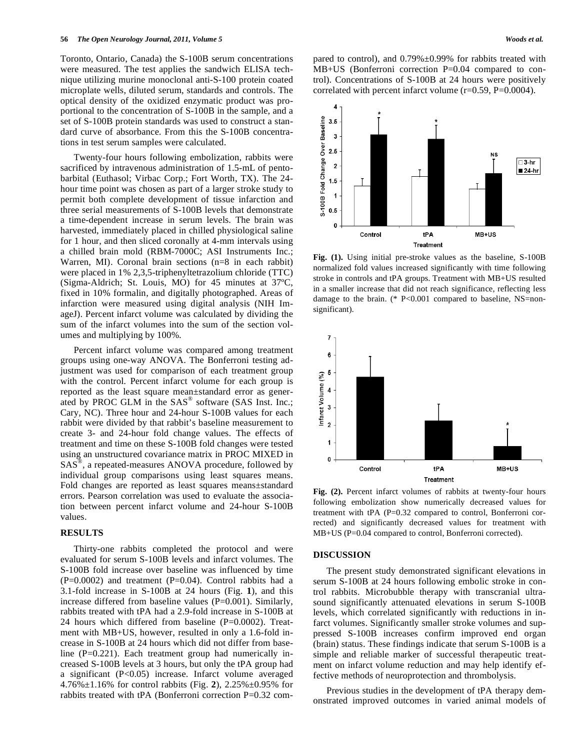Toronto, Ontario, Canada) the S-100B serum concentrations were measured. The test applies the sandwich ELISA technique utilizing murine monoclonal anti-S-100 protein coated microplate wells, diluted serum, standards and controls. The optical density of the oxidized enzymatic product was proportional to the concentration of S-100B in the sample, and a set of S-100B protein standards was used to construct a standard curve of absorbance. From this the S-100B concentrations in test serum samples were calculated.

Twenty-four hours following embolization, rabbits were sacrificed by intravenous administration of 1.5-mL of pentobarbital (Euthasol; Virbac Corp.; Fort Worth, TX). The 24-hour time point was chosen as part of a larger stroke study to permit both complete development of tissue infarction and three serial measurements of S-100B levels that demonstrate a time-dependent increase in serum levels. The brain was harvested, immediately placed in chilled physiological saline for 1 hour, and then sliced coronally at 4-mm intervals using a chilled brain mold (RBM-7000C; ASI Instruments Inc.; Warren, MI). Coronal brain sections (n=8 in each rabbit) were placed in 1% 2,3,5-triphenyltetrazolium chloride (TTC) (Sigma-Aldrich; St. Louis, MO) for 45 minutes at 37ºC, fixed in 10% formalin, and digitally photographed. Areas of infarction were measured using digital analysis (NIH ImageJ). Percent infarct volume was calculated by dividing the sum of the infarct volumes into the sum of the section volumes and multiplying by 100%.

Percent infarct volume was compared among treatment groups using one-way ANOVA. The Bonferroni testing adjustment was used for comparison of each treatment group with the control. Percent infarct volume for each group is reported as the least square mean±standard error as generated by PROC GLM in the SAS® software (SAS Inst. Inc.; Cary, NC). Three hour and 24-hour S-100B values for each rabbit were divided by that rabbit's baseline measurement to create 3- and 24-hour fold change values. The effects of treatment and time on these S-100B fold changes were tested using an unstructured covariance matrix in PROC MIXED in SAS®, a repeated-measures ANOVA procedure, followed by individual group comparisons using least squares means. Fold changes are reported as least squares means±standard errors. Pearson correlation was used to evaluate the association between percent infarct volume and 24-hour S-100B values.

## RESULTS

Thirty-one rabbits completed the protocol and were evaluated for serum S-100B levels and infarct volumes. The S-100B fold increase over baseline was influenced by time (P=0.0002) and treatment (P=0.04). Control rabbits had a 3.1-fold increase in S-100B at 24 hours (Fig. **1**), and this increase differed from baseline values (P=0.001). Similarly, rabbits treated with tPA had a 2.9-fold increase in S-100B at 24 hours which differed from baseline (P=0.0002). Treatment with MB+US, however, resulted in only a 1.6-fold increase in S-100B at 24 hours which did not differ from baseline (P=0.221). Each treatment group had numerically increased S-100B levels at 3 hours, but only the tPA group had a significant (P<0.05) increase. Infarct volume averaged 4.76%±1.16% for control rabbits (Fig. **2**), 2.25%±0.95% for rabbits treated with tPA (Bonferroni correction P=0.32 compared to control), and 0.79%±0.99% for rabbits treated with MB+US (Bonferroni correction P=0.04 compared to control). Concentrations of S-100B at 24 hours were positively correlated with percent infarct volume (r=0.59, P=0.0004).

**Fig. (1).** Using initial pre-stroke values as the baseline, S-100B normalized fold values increased significantly with time following stroke in controls and tPA groups. Treatment with MB+US resulted in a smaller increase that did not reach significance, reflecting less damage to the brain. (* P<0.001 compared to baseline, NS=non-significant).

**Fig. (2).** Percent infarct volumes of rabbits at twenty-four hours following embolization show numerically decreased values for treatment with tPA (P=0.32 compared to control, Bonferroni corrected) and significantly decreased values for treatment with MB+US (P=0.04 compared to control, Bonferroni corrected).

## DISCUSSION

The present study demonstrated significant elevations in serum S-100B at 24 hours following embolic stroke in control rabbits. Microbubble therapy with transcranial ultrasound significantly attenuated elevations in serum S-100B levels, which correlated significantly with reductions in infarct volumes. Significantly smaller stroke volumes and suppressed S-100B increases confirm improved end organ (brain) status. These findings indicate that serum S-100B is a simple and reliable marker of successful therapeutic treatment on infarct volume reduction and may help identify effective methods of neuroprotection and thrombolysis.

Previous studies in the development of tPA therapy demonstrated improved outcomes in varied animal models of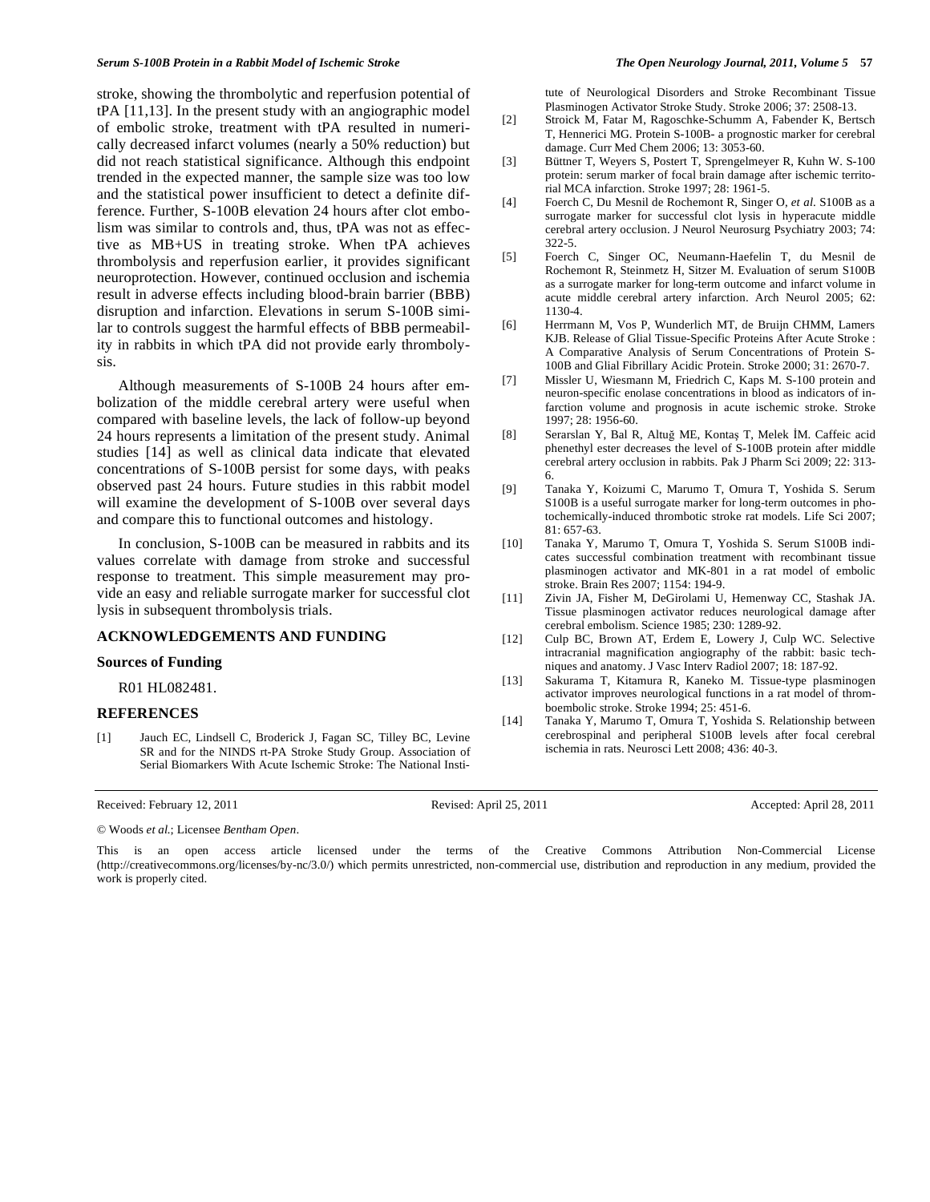stroke, showing the thrombolytic and reperfusion potential of tPA [11,13]. In the present study with an angiographic model of embolic stroke, treatment with tPA resulted in numerically decreased infarct volumes (nearly a 50% reduction) but did not reach statistical significance. Although this endpoint trended in the expected manner, the sample size was too low and the statistical power insufficient to detect a definite difference. Further, S-100B elevation 24 hours after clot embolism was similar to controls and, thus, tPA was not as effective as MB+US in treating stroke. When tPA achieves thrombolysis and reperfusion earlier, it provides significant neuroprotection. However, continued occlusion and ischemia result in adverse effects including blood-brain barrier (BBB) disruption and infarction. Elevations in serum S-100B similar to controls suggest the harmful effects of BBB permeability in rabbits in which tPA did not provide early thrombolysis.

Although measurements of S-100B 24 hours after embolization of the middle cerebral artery were useful when compared with baseline levels, the lack of follow-up beyond 24 hours represents a limitation of the present study. Animal studies [14] as well as clinical data indicate that elevated concentrations of S-100B persist for some days, with peaks observed past 24 hours. Future studies in this rabbit model will examine the development of S-100B over several days and compare this to functional outcomes and histology.

In conclusion, S-100B can be measured in rabbits and its values correlate with damage from stroke and successful response to treatment. This simple measurement may provide an easy and reliable surrogate marker for successful clot lysis in subsequent thrombolysis trials.

## ACKNOWLEDGEMENTS AND FUNDING

### Sources of Funding

R01 HL082481.

## REFERENCES

[1] Jauch EC, Lindsell C, Broderick J, Fagan SC, Tilley BC, Levine SR and for the NINDS rt-PA Stroke Study Group. Association of Serial Biomarkers With Acute Ischemic Stroke: The National Institute of Neurological Disorders and Stroke Recombinant Tissue Plasminogen Activator Stroke Study. Stroke 2006; 37: 2508-13.

[2] Stroick M, Fatar M, Ragoschke-Schumm A, Fabender K, Bertsch T, Hennerici MG. Protein S-100B- a prognostic marker for cerebral damage. Curr Med Chem 2006; 13: 3053-60.

[3] Büttner T, Weyers S, Postert T, Sprengelmeyer R, Kuhn W. S-100 protein: serum marker of focal brain damage after ischemic territorial MCA infarction. Stroke 1997; 28: 1961-5.

[4] Foerch C, Du Mesnil de Rochemont R, Singer O, *et al.* S100B as a surrogate marker for successful clot lysis in hyperacute middle cerebral artery occlusion. J Neurol Neurosurg Psychiatry 2003; 74: 322-5.

[5] Foerch C, Singer OC, Neumann-Haefelin T, du Mesnil de Rochemont R, Steinmetz H, Sitzer M. Evaluation of serum S100B as a surrogate marker for long-term outcome and infarct volume in acute middle cerebral artery infarction. Arch Neurol 2005; 62: 1130-4.

[6] Herrmann M, Vos P, Wunderlich MT, de Bruijn CHMM, Lamers KJB. Release of Glial Tissue-Specific Proteins After Acute Stroke : A Comparative Analysis of Serum Concentrations of Protein S-100B and Glial Fibrillary Acidic Protein. Stroke 2000; 31: 2670-7.

[7] Missler U, Wiesmann M, Friedrich C, Kaps M. S-100 protein and neuron-specific enolase concentrations in blood as indicators of infarction volume and prognosis in acute ischemic stroke. Stroke 1997; 28: 1956-60.

[8] Serarslan Y, Bal R, Altuğ ME, Kontaş T, Melek İM. Caffeic acid phenethyl ester decreases the level of S-100B protein after middle cerebral artery occlusion in rabbits. Pak J Pharm Sci 2009; 22: 313-6.

[9] Tanaka Y, Koizumi C, Marumo T, Omura T, Yoshida S. Serum S100B is a useful surrogate marker for long-term outcomes in photochemically-induced thrombotic stroke rat models. Life Sci 2007; 81: 657-63.

[10] Tanaka Y, Marumo T, Omura T, Yoshida S. Serum S100B indicates successful combination treatment with recombinant tissue plasminogen activator and MK-801 in a rat model of embolic stroke. Brain Res 2007; 1154: 194-9.

[11] Zivin JA, Fisher M, DeGirolami U, Hemenway CC, Stashak JA. Tissue plasminogen activator reduces neurological damage after cerebral embolism. Science 1985; 230: 1289-92.

[12] Culp BC, Brown AT, Erdem E, Lowery J, Culp WC. Selective intracranial magnification angiography of the rabbit: basic techniques and anatomy. J Vasc Interv Radiol 2007; 18: 187-92.

[13] Sakurama T, Kitamura R, Kaneko M. Tissue-type plasminogen activator improves neurological functions in a rat model of thromboembolic stroke. Stroke 1994; 25: 451-6.

[14] Tanaka Y, Marumo T, Omura T, Yoshida S. Relationship between cerebrospinal and peripheral S100B levels after focal cerebral ischemia in rats. Neurosci Lett 2008; 436: 40-3.

Received: February 12, 2011 Revised: April 25, 2011 Accepted: April 28, 2011

© Woods *et al.*; Licensee *Bentham Open*.

This is an open access article licensed under the terms of the Creative Commons Attribution Non-Commercial License (http://creativecommons.org/licenses/by-nc/3.0/) which permits unrestricted, non-commercial use, distribution and reproduction in any medium, provided the work is properly cited.